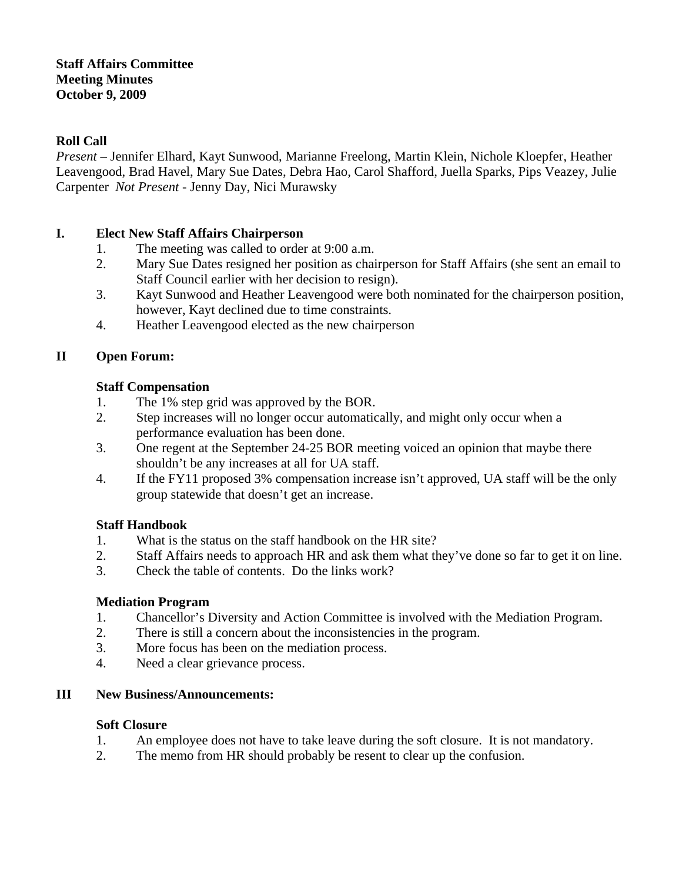**Staff Affairs Committee**
**Meeting Minutes**
**October 9, 2009**

**Roll Call**
*Present* – Jennifer Elhard, Kayt Sunwood, Marianne Freelong, Martin Klein, Nichole Kloepfer, Heather Leavengood, Brad Havel, Mary Sue Dates, Debra Hao, Carol Shafford, Juella Sparks, Pips Veazey, Julie Carpenter *Not Present* - Jenny Day, Nici Murawsky

## I. Elect New Staff Affairs Chairperson

1. The meeting was called to order at 9:00 a.m.
2. Mary Sue Dates resigned her position as chairperson for Staff Affairs (she sent an email to Staff Council earlier with her decision to resign).
3. Kayt Sunwood and Heather Leavengood were both nominated for the chairperson position, however, Kayt declined due to time constraints.
4. Heather Leavengood elected as the new chairperson

## II Open Forum:

**Staff Compensation**

1. The 1% step grid was approved by the BOR.
2. Step increases will no longer occur automatically, and might only occur when a performance evaluation has been done.
3. One regent at the September 24-25 BOR meeting voiced an opinion that maybe there shouldn't be any increases at all for UA staff.
4. If the FY11 proposed 3% compensation increase isn't approved, UA staff will be the only group statewide that doesn't get an increase.

**Staff Handbook**

1. What is the status on the staff handbook on the HR site?
2. Staff Affairs needs to approach HR and ask them what they've done so far to get it on line.
3. Check the table of contents. Do the links work?

**Mediation Program**

1. Chancellor's Diversity and Action Committee is involved with the Mediation Program.
2. There is still a concern about the inconsistencies in the program.
3. More focus has been on the mediation process.
4. Need a clear grievance process.

## III New Business/Announcements:

**Soft Closure**

1. An employee does not have to take leave during the soft closure. It is not mandatory.
2. The memo from HR should probably be resent to clear up the confusion.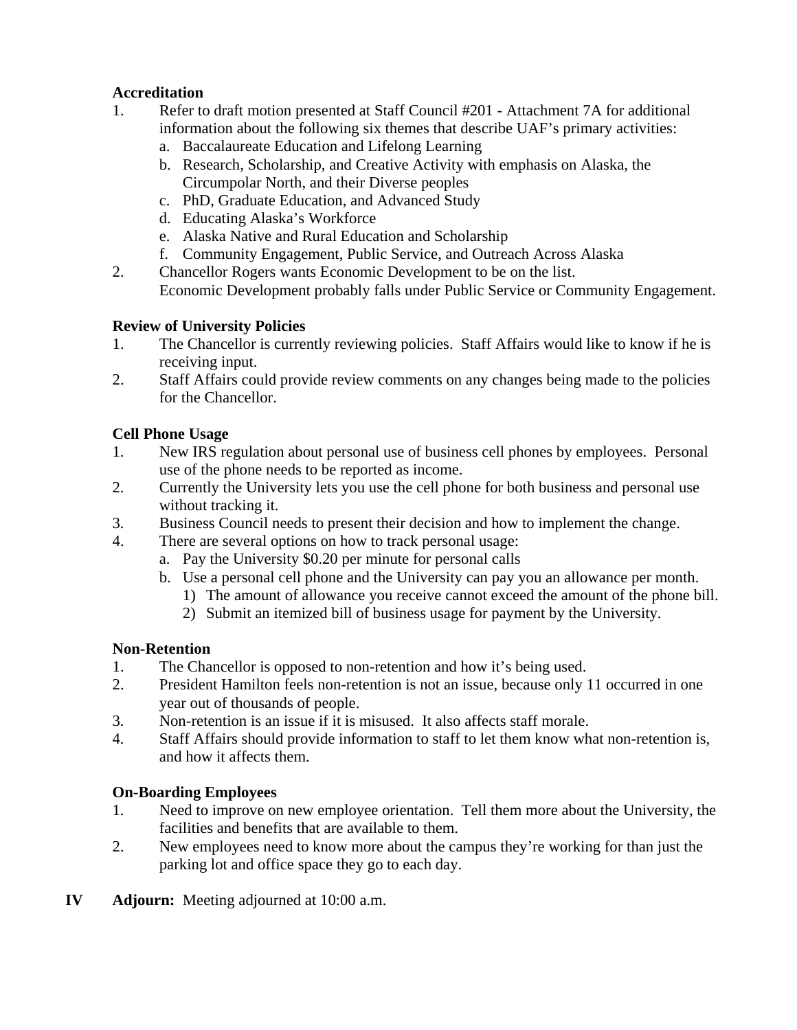**Accreditation**

1. Refer to draft motion presented at Staff Council #201 - Attachment 7A for additional information about the following six themes that describe UAF's primary activities:
   a. Baccalaureate Education and Lifelong Learning
   b. Research, Scholarship, and Creative Activity with emphasis on Alaska, the Circumpolar North, and their Diverse peoples
   c. PhD, Graduate Education, and Advanced Study
   d. Educating Alaska's Workforce
   e. Alaska Native and Rural Education and Scholarship
   f. Community Engagement, Public Service, and Outreach Across Alaska
2. Chancellor Rogers wants Economic Development to be on the list. Economic Development probably falls under Public Service or Community Engagement.

**Review of University Policies**

1. The Chancellor is currently reviewing policies. Staff Affairs would like to know if he is receiving input.
2. Staff Affairs could provide review comments on any changes being made to the policies for the Chancellor.

**Cell Phone Usage**

1. New IRS regulation about personal use of business cell phones by employees. Personal use of the phone needs to be reported as income.
2. Currently the University lets you use the cell phone for both business and personal use without tracking it.
3. Business Council needs to present their decision and how to implement the change.
4. There are several options on how to track personal usage:
   a. Pay the University $0.20 per minute for personal calls
   b. Use a personal cell phone and the University can pay you an allowance per month.
      1) The amount of allowance you receive cannot exceed the amount of the phone bill.
      2) Submit an itemized bill of business usage for payment by the University.

**Non-Retention**

1. The Chancellor is opposed to non-retention and how it's being used.
2. President Hamilton feels non-retention is not an issue, because only 11 occurred in one year out of thousands of people.
3. Non-retention is an issue if it is misused. It also affects staff morale.
4. Staff Affairs should provide information to staff to let them know what non-retention is, and how it affects them.

**On-Boarding Employees**

1. Need to improve on new employee orientation. Tell them more about the University, the facilities and benefits that are available to them.
2. New employees need to know more about the campus they're working for than just the parking lot and office space they go to each day.

**IV Adjourn:** Meeting adjourned at 10:00 a.m.